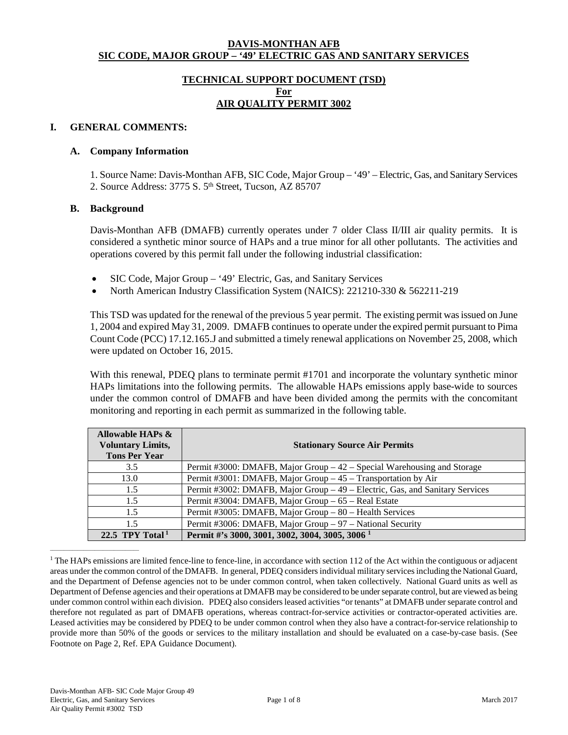# DAVIS-MONTHAN AFB
# SIC CODE, MAJOR GROUP – '49' ELECTRIC GAS AND SANITARY SERVICES

## TECHNICAL SUPPORT DOCUMENT (TSD)
## For
## AIR QUALITY PERMIT 3002

### I. GENERAL COMMENTS:

#### A. Company Information

1. Source Name: Davis-Monthan AFB, SIC Code, Major Group – '49' – Electric, Gas, and Sanitary Services
2. Source Address: 3775 S. 5th Street, Tucson, AZ 85707

#### B. Background

Davis-Monthan AFB (DMAFB) currently operates under 7 older Class II/III air quality permits. It is considered a synthetic minor source of HAPs and a true minor for all other pollutants. The activities and operations covered by this permit fall under the following industrial classification:

- SIC Code, Major Group – '49' Electric, Gas, and Sanitary Services
- North American Industry Classification System (NAICS): 221210-330 & 562211-219

This TSD was updated for the renewal of the previous 5 year permit. The existing permit was issued on June 1, 2004 and expired May 31, 2009. DMAFB continues to operate under the expired permit pursuant to Pima Count Code (PCC) 17.12.165.J and submitted a timely renewal applications on November 25, 2008, which were updated on October 16, 2015.

With this renewal, PDEQ plans to terminate permit #1701 and incorporate the voluntary synthetic minor HAPs limitations into the following permits. The allowable HAPs emissions apply base-wide to sources under the common control of DMAFB and have been divided among the permits with the concomitant monitoring and reporting in each permit as summarized in the following table.

| Allowable HAPs & Voluntary Limits, Tons Per Year | Stationary Source Air Permits |
|---|---|
| 3.5 | Permit #3000: DMAFB, Major Group – 42 – Special Warehousing and Storage |
| 13.0 | Permit #3001: DMAFB, Major Group – 45 – Transportation by Air |
| 1.5 | Permit #3002: DMAFB, Major Group – 49 – Electric, Gas, and Sanitary Services |
| 1.5 | Permit #3004: DMAFB, Major Group – 65 – Real Estate |
| 1.5 | Permit #3005: DMAFB, Major Group – 80 – Health Services |
| 1.5 | Permit #3006: DMAFB, Major Group – 97 – National Security |
| **22.5 TPY Total [1]** | **Permit #'s 3000, 3001, 3002, 3004, 3005, 3006 [1]** |

---

[1] The HAPs emissions are limited fence-line to fence-line, in accordance with section 112 of the Act within the contiguous or adjacent areas under the common control of the DMAFB. In general, PDEQ considers individual military services including the National Guard, and the Department of Defense agencies not to be under common control, when taken collectively. National Guard units as well as Department of Defense agencies and their operations at DMAFB may be considered to be under separate control, but are viewed as being under common control within each division. PDEQ also considers leased activities "or tenants" at DMAFB under separate control and therefore not regulated as part of DMAFB operations, whereas contract-for-service activities or contractor-operated activities are. Leased activities may be considered by PDEQ to be under common control when they also have a contract-for-service relationship to provide more than 50% of the goods or services to the military installation and should be evaluated on a case-by-case basis. (See Footnote on Page 2, Ref. EPA Guidance Document).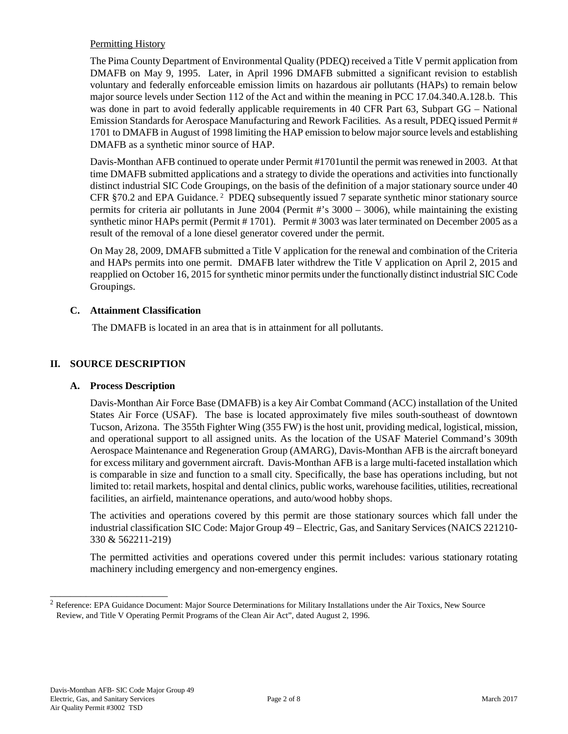Permitting History

The Pima County Department of Environmental Quality (PDEQ) received a Title V permit application from DMAFB on May 9, 1995. Later, in April 1996 DMAFB submitted a significant revision to establish voluntary and federally enforceable emission limits on hazardous air pollutants (HAPs) to remain below major source levels under Section 112 of the Act and within the meaning in PCC 17.04.340.A.128.b. This was done in part to avoid federally applicable requirements in 40 CFR Part 63, Subpart GG – National Emission Standards for Aerospace Manufacturing and Rework Facilities. As a result, PDEQ issued Permit # 1701 to DMAFB in August of 1998 limiting the HAP emission to below major source levels and establishing DMAFB as a synthetic minor source of HAP.

Davis-Monthan AFB continued to operate under Permit #1701until the permit was renewed in 2003. At that time DMAFB submitted applications and a strategy to divide the operations and activities into functionally distinct industrial SIC Code Groupings, on the basis of the definition of a major stationary source under 40 CFR §70.2 and EPA Guidance.[2] PDEQ subsequently issued 7 separate synthetic minor stationary source permits for criteria air pollutants in June 2004 (Permit #'s 3000 – 3006), while maintaining the existing synthetic minor HAPs permit (Permit # 1701). Permit # 3003 was later terminated on December 2005 as a result of the removal of a lone diesel generator covered under the permit.

On May 28, 2009, DMAFB submitted a Title V application for the renewal and combination of the Criteria and HAPs permits into one permit. DMAFB later withdrew the Title V application on April 2, 2015 and reapplied on October 16, 2015 for synthetic minor permits under the functionally distinct industrial SIC Code Groupings.

### C. Attainment Classification

The DMAFB is located in an area that is in attainment for all pollutants.

## II. SOURCE DESCRIPTION

### A. Process Description

Davis-Monthan Air Force Base (DMAFB) is a key Air Combat Command (ACC) installation of the United States Air Force (USAF). The base is located approximately five miles south-southeast of downtown Tucson, Arizona. The 355th Fighter Wing (355 FW) is the host unit, providing medical, logistical, mission, and operational support to all assigned units. As the location of the USAF Materiel Command's 309th Aerospace Maintenance and Regeneration Group (AMARG), Davis-Monthan AFB is the aircraft boneyard for excess military and government aircraft. Davis-Monthan AFB is a large multi-faceted installation which is comparable in size and function to a small city. Specifically, the base has operations including, but not limited to: retail markets, hospital and dental clinics, public works, warehouse facilities, utilities, recreational facilities, an airfield, maintenance operations, and auto/wood hobby shops.

The activities and operations covered by this permit are those stationary sources which fall under the industrial classification SIC Code: Major Group 49 – Electric, Gas, and Sanitary Services (NAICS 221210-330 & 562211-219)

The permitted activities and operations covered under this permit includes: various stationary rotating machinery including emergency and non-emergency engines.

---

[2] Reference: EPA Guidance Document: Major Source Determinations for Military Installations under the Air Toxics, New Source Review, and Title V Operating Permit Programs of the Clean Air Act", dated August 2, 1996.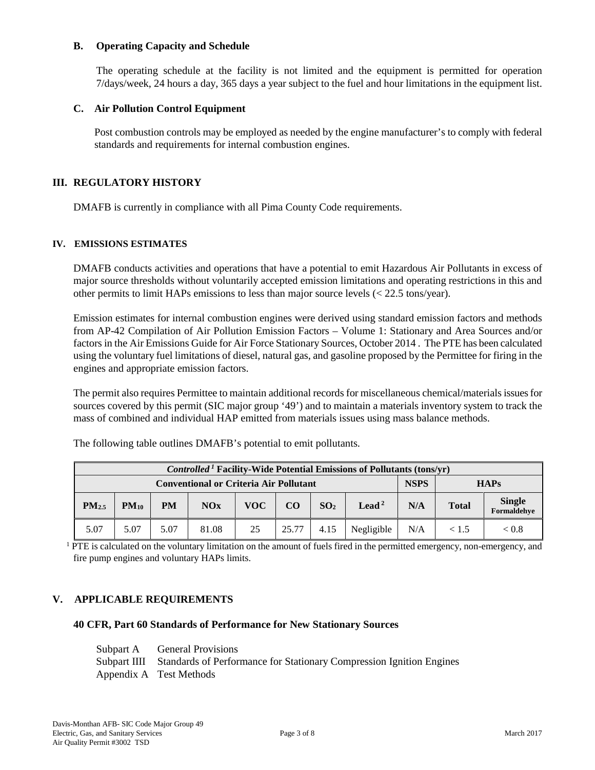### B. Operating Capacity and Schedule

The operating schedule at the facility is not limited and the equipment is permitted for operation 7/days/week, 24 hours a day, 365 days a year subject to the fuel and hour limitations in the equipment list.

### C. Air Pollution Control Equipment

Post combustion controls may be employed as needed by the engine manufacturer's to comply with federal standards and requirements for internal combustion engines.

## III. REGULATORY HISTORY

DMAFB is currently in compliance with all Pima County Code requirements.

## IV. EMISSIONS ESTIMATES

DMAFB conducts activities and operations that have a potential to emit Hazardous Air Pollutants in excess of major source thresholds without voluntarily accepted emission limitations and operating restrictions in this and other permits to limit HAPs emissions to less than major source levels (< 22.5 tons/year).

Emission estimates for internal combustion engines were derived using standard emission factors and methods from AP-42 Compilation of Air Pollution Emission Factors – Volume 1: Stationary and Area Sources and/or factors in the Air Emissions Guide for Air Force Stationary Sources, October 2014 . The PTE has been calculated using the voluntary fuel limitations of diesel, natural gas, and gasoline proposed by the Permittee for firing in the engines and appropriate emission factors.

The permit also requires Permittee to maintain additional records for miscellaneous chemical/materials issues for sources covered by this permit (SIC major group '49') and to maintain a materials inventory system to track the mass of combined and individual HAP emitted from materials issues using mass balance methods.

The following table outlines DMAFB's potential to emit pollutants.

| *Controlled* [1] Facility-Wide Potential Emissions of Pollutants (tons/yr) | | | | | | | | | | |
|---|---|---|---|---|---|---|---|---|---|---|
| Conventional or Criteria Air Pollutant | | | | | | | | NSPS | HAPs | |
| $PM_{2.5}$ | $PM_{10}$ | PM | NOx | VOC | CO | $SO_2$ | Lead [2] | N/A | Total | Single Formaldehye |
| 5.07 | 5.07 | 5.07 | 81.08 | 25 | 25.77 | 4.15 | Negligible | N/A | < 1.5 | < 0.8 |

[1] PTE is calculated on the voluntary limitation on the amount of fuels fired in the permitted emergency, non-emergency, and fire pump engines and voluntary HAPs limits.

## V. APPLICABLE REQUIREMENTS

### 40 CFR, Part 60 Standards of Performance for New Stationary Sources

Subpart A General Provisions
Subpart IIII Standards of Performance for Stationary Compression Ignition Engines
Appendix A Test Methods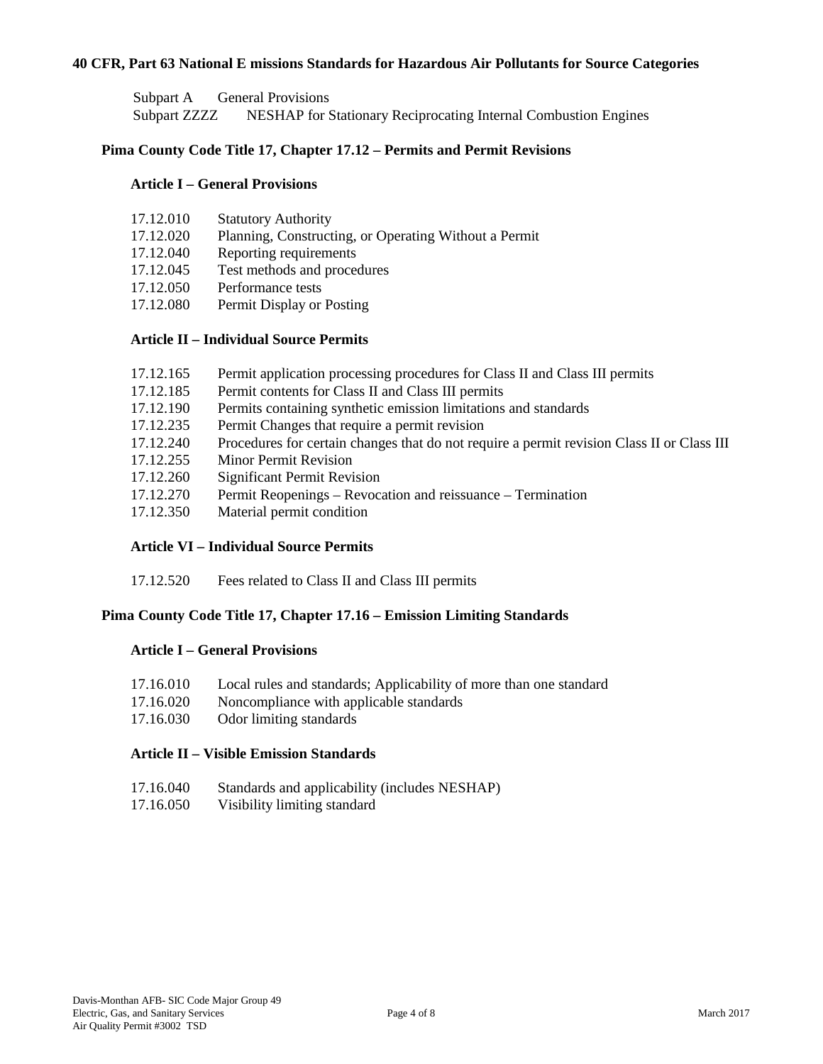**40 CFR, Part 63 National E missions Standards for Hazardous Air Pollutants for Source Categories**

Subpart A General Provisions
Subpart ZZZZ NESHAP for Stationary Reciprocating Internal Combustion Engines

**Pima County Code Title 17, Chapter 17.12 – Permits and Permit Revisions**

**Article I – General Provisions**

17.12.010 Statutory Authority
17.12.020 Planning, Constructing, or Operating Without a Permit
17.12.040 Reporting requirements
17.12.045 Test methods and procedures
17.12.050 Performance tests
17.12.080 Permit Display or Posting

**Article II – Individual Source Permits**

17.12.165 Permit application processing procedures for Class II and Class III permits
17.12.185 Permit contents for Class II and Class III permits
17.12.190 Permits containing synthetic emission limitations and standards
17.12.235 Permit Changes that require a permit revision
17.12.240 Procedures for certain changes that do not require a permit revision Class II or Class III
17.12.255 Minor Permit Revision
17.12.260 Significant Permit Revision
17.12.270 Permit Reopenings – Revocation and reissuance – Termination
17.12.350 Material permit condition

**Article VI – Individual Source Permits**

17.12.520 Fees related to Class II and Class III permits

**Pima County Code Title 17, Chapter 17.16 – Emission Limiting Standards**

**Article I – General Provisions**

17.16.010 Local rules and standards; Applicability of more than one standard
17.16.020 Noncompliance with applicable standards
17.16.030 Odor limiting standards

**Article II – Visible Emission Standards**

17.16.040 Standards and applicability (includes NESHAP)
17.16.050 Visibility limiting standard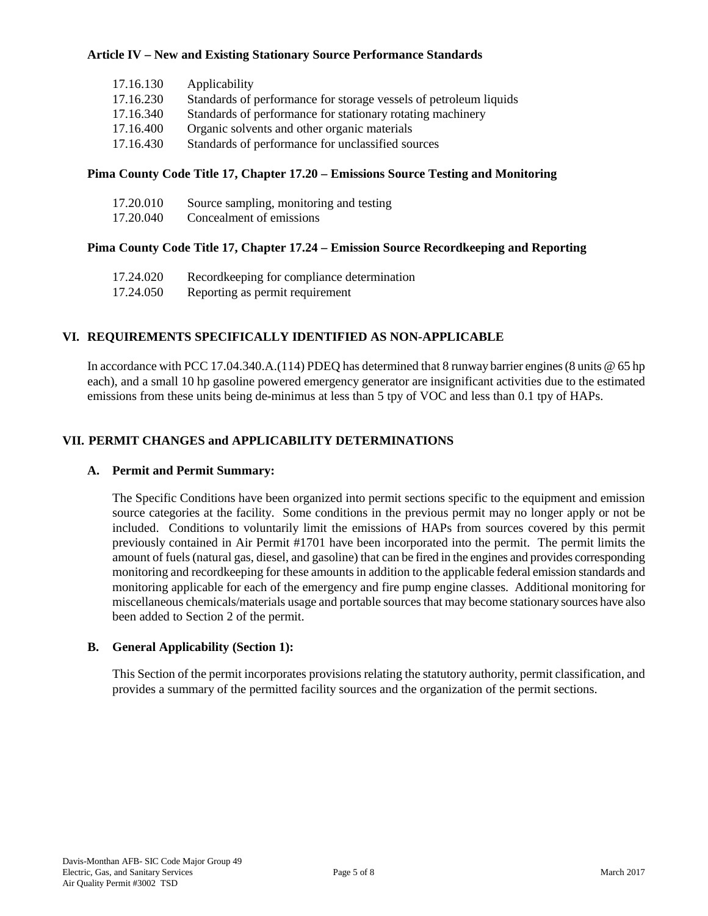**Article IV – New and Existing Stationary Source Performance Standards**

| | |
|---|---|
| 17.16.130 | Applicability |
| 17.16.230 | Standards of performance for storage vessels of petroleum liquids |
| 17.16.340 | Standards of performance for stationary rotating machinery |
| 17.16.400 | Organic solvents and other organic materials |
| 17.16.430 | Standards of performance for unclassified sources |

**Pima County Code Title 17, Chapter 17.20 – Emissions Source Testing and Monitoring**

| | |
|---|---|
| 17.20.010 | Source sampling, monitoring and testing |
| 17.20.040 | Concealment of emissions |

**Pima County Code Title 17, Chapter 17.24 – Emission Source Recordkeeping and Reporting**

| | |
|---|---|
| 17.24.020 | Recordkeeping for compliance determination |
| 17.24.050 | Reporting as permit requirement |

## VI. REQUIREMENTS SPECIFICALLY IDENTIFIED AS NON-APPLICABLE

In accordance with PCC 17.04.340.A.(114) PDEQ has determined that 8 runway barrier engines (8 units @ 65 hp each), and a small 10 hp gasoline powered emergency generator are insignificant activities due to the estimated emissions from these units being de-minimus at less than 5 tpy of VOC and less than 0.1 tpy of HAPs.

## VII. PERMIT CHANGES and APPLICABILITY DETERMINATIONS

### A. Permit and Permit Summary:

The Specific Conditions have been organized into permit sections specific to the equipment and emission source categories at the facility. Some conditions in the previous permit may no longer apply or not be included. Conditions to voluntarily limit the emissions of HAPs from sources covered by this permit previously contained in Air Permit #1701 have been incorporated into the permit. The permit limits the amount of fuels (natural gas, diesel, and gasoline) that can be fired in the engines and provides corresponding monitoring and recordkeeping for these amounts in addition to the applicable federal emission standards and monitoring applicable for each of the emergency and fire pump engine classes. Additional monitoring for miscellaneous chemicals/materials usage and portable sources that may become stationary sources have also been added to Section 2 of the permit.

### B. General Applicability (Section 1):

This Section of the permit incorporates provisions relating the statutory authority, permit classification, and provides a summary of the permitted facility sources and the organization of the permit sections.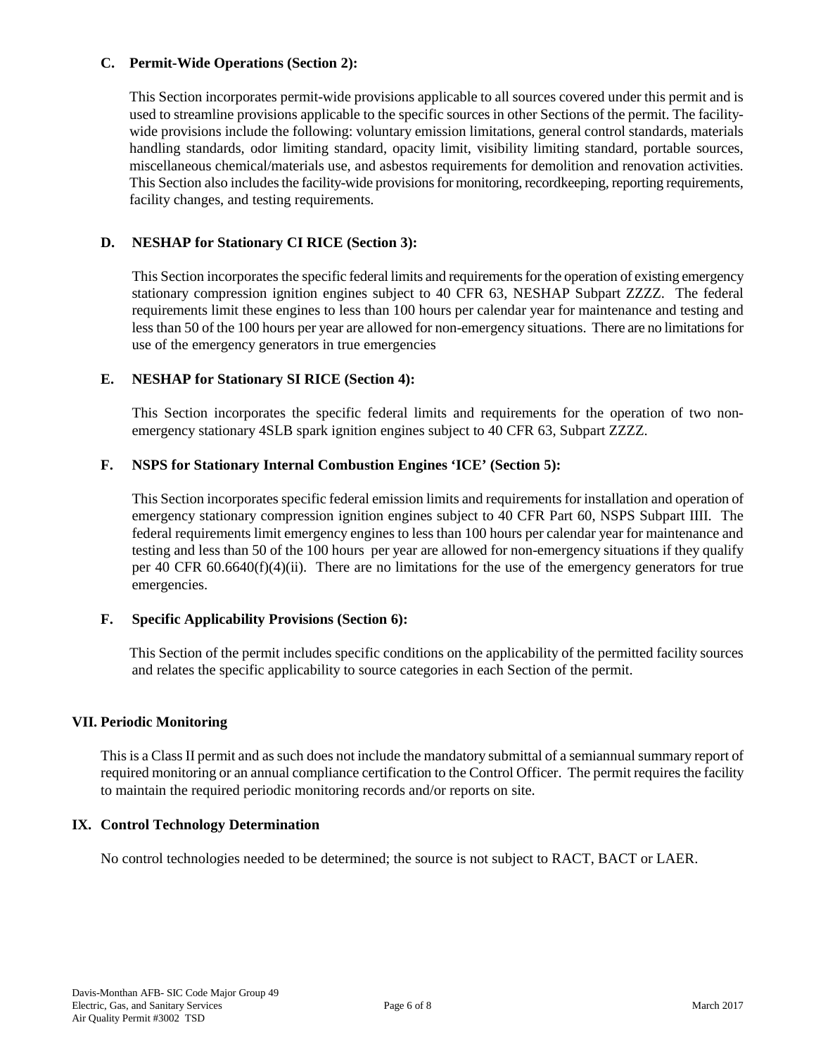### C. Permit-Wide Operations (Section 2):

This Section incorporates permit-wide provisions applicable to all sources covered under this permit and is used to streamline provisions applicable to the specific sources in other Sections of the permit. The facility-wide provisions include the following: voluntary emission limitations, general control standards, materials handling standards, odor limiting standard, opacity limit, visibility limiting standard, portable sources, miscellaneous chemical/materials use, and asbestos requirements for demolition and renovation activities. This Section also includes the facility-wide provisions for monitoring, recordkeeping, reporting requirements, facility changes, and testing requirements.

### D. NESHAP for Stationary CI RICE (Section 3):

This Section incorporates the specific federal limits and requirements for the operation of existing emergency stationary compression ignition engines subject to 40 CFR 63, NESHAP Subpart ZZZZ. The federal requirements limit these engines to less than 100 hours per calendar year for maintenance and testing and less than 50 of the 100 hours per year are allowed for non-emergency situations. There are no limitations for use of the emergency generators in true emergencies

### E. NESHAP for Stationary SI RICE (Section 4):

This Section incorporates the specific federal limits and requirements for the operation of two non-emergency stationary 4SLB spark ignition engines subject to 40 CFR 63, Subpart ZZZZ.

### F. NSPS for Stationary Internal Combustion Engines 'ICE' (Section 5):

This Section incorporates specific federal emission limits and requirements for installation and operation of emergency stationary compression ignition engines subject to 40 CFR Part 60, NSPS Subpart IIII. The federal requirements limit emergency engines to less than 100 hours per calendar year for maintenance and testing and less than 50 of the 100 hours per year are allowed for non-emergency situations if they qualify per 40 CFR 60.6640(f)(4)(ii). There are no limitations for the use of the emergency generators for true emergencies.

### F. Specific Applicability Provisions (Section 6):

This Section of the permit includes specific conditions on the applicability of the permitted facility sources and relates the specific applicability to source categories in each Section of the permit.

## VII. Periodic Monitoring

This is a Class II permit and as such does not include the mandatory submittal of a semiannual summary report of required monitoring or an annual compliance certification to the Control Officer. The permit requires the facility to maintain the required periodic monitoring records and/or reports on site.

## IX. Control Technology Determination

No control technologies needed to be determined; the source is not subject to RACT, BACT or LAER.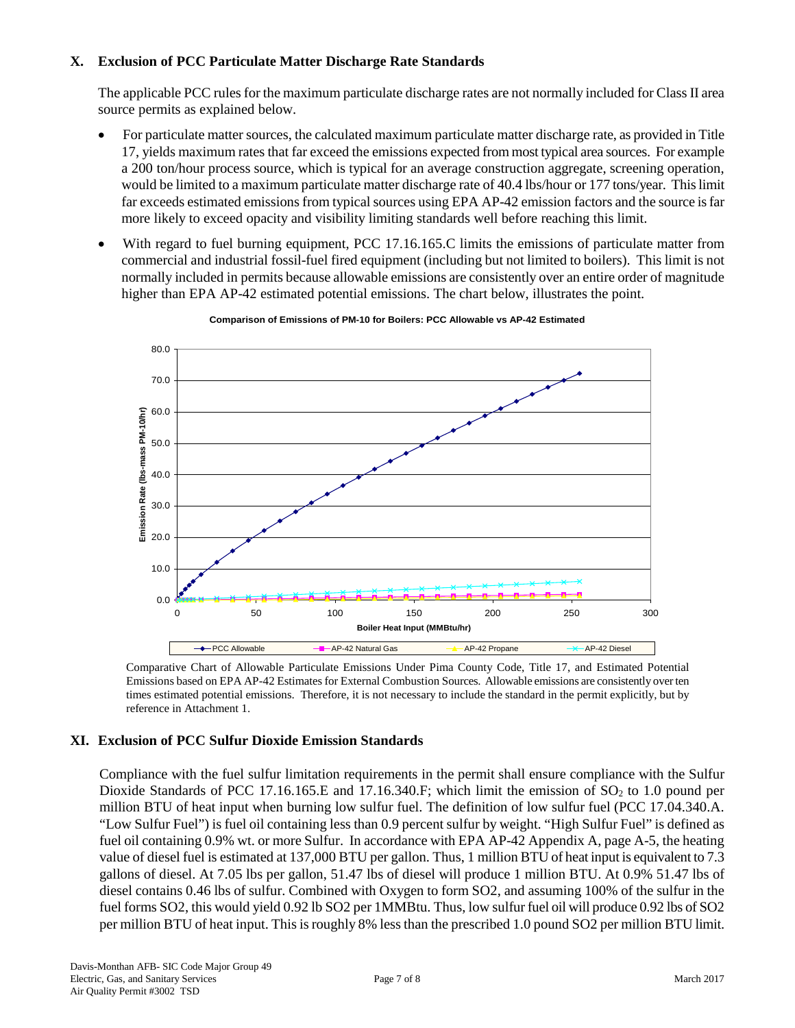## X. Exclusion of PCC Particulate Matter Discharge Rate Standards

The applicable PCC rules for the maximum particulate discharge rates are not normally included for Class II area source permits as explained below.

- For particulate matter sources, the calculated maximum particulate matter discharge rate, as provided in Title 17, yields maximum rates that far exceed the emissions expected from most typical area sources. For example a 200 ton/hour process source, which is typical for an average construction aggregate, screening operation, would be limited to a maximum particulate matter discharge rate of 40.4 lbs/hour or 177 tons/year. This limit far exceeds estimated emissions from typical sources using EPA AP-42 emission factors and the source is far more likely to exceed opacity and visibility limiting standards well before reaching this limit.
- With regard to fuel burning equipment, PCC 17.16.165.C limits the emissions of particulate matter from commercial and industrial fossil-fuel fired equipment (including but not limited to boilers). This limit is not normally included in permits because allowable emissions are consistently over an entire order of magnitude higher than EPA AP-42 estimated potential emissions. The chart below, illustrates the point.

**Comparison of Emissions of PM-10 for Boilers: PCC Allowable vs AP-42 Estimated**

Comparative Chart of Allowable Particulate Emissions Under Pima County Code, Title 17, and Estimated Potential Emissions based on EPA AP-42 Estimates for External Combustion Sources. Allowable emissions are consistently over ten times estimated potential emissions. Therefore, it is not necessary to include the standard in the permit explicitly, but by reference in Attachment 1.

## XI. Exclusion of PCC Sulfur Dioxide Emission Standards

Compliance with the fuel sulfur limitation requirements in the permit shall ensure compliance with the Sulfur Dioxide Standards of PCC 17.16.165.E and 17.16.340.F; which limit the emission of $SO_2$ to 1.0 pound per million BTU of heat input when burning low sulfur fuel. The definition of low sulfur fuel (PCC 17.04.340.A. "Low Sulfur Fuel") is fuel oil containing less than 0.9 percent sulfur by weight. "High Sulfur Fuel" is defined as fuel oil containing 0.9% wt. or more Sulfur. In accordance with EPA AP-42 Appendix A, page A-5, the heating value of diesel fuel is estimated at 137,000 BTU per gallon. Thus, 1 million BTU of heat input is equivalent to 7.3 gallons of diesel. At 7.05 lbs per gallon, 51.47 lbs of diesel will produce 1 million BTU. At 0.9% 51.47 lbs of diesel contains 0.46 lbs of sulfur. Combined with Oxygen to form $SO_2$, and assuming 100% of the sulfur in the fuel forms $SO_2$, this would yield 0.92 lb $SO_2$ per 1MMBtu. Thus, low sulfur fuel oil will produce 0.92 lbs of $SO_2$ per million BTU of heat input. This is roughly 8% less than the prescribed 1.0 pound $SO_2$ per million BTU limit.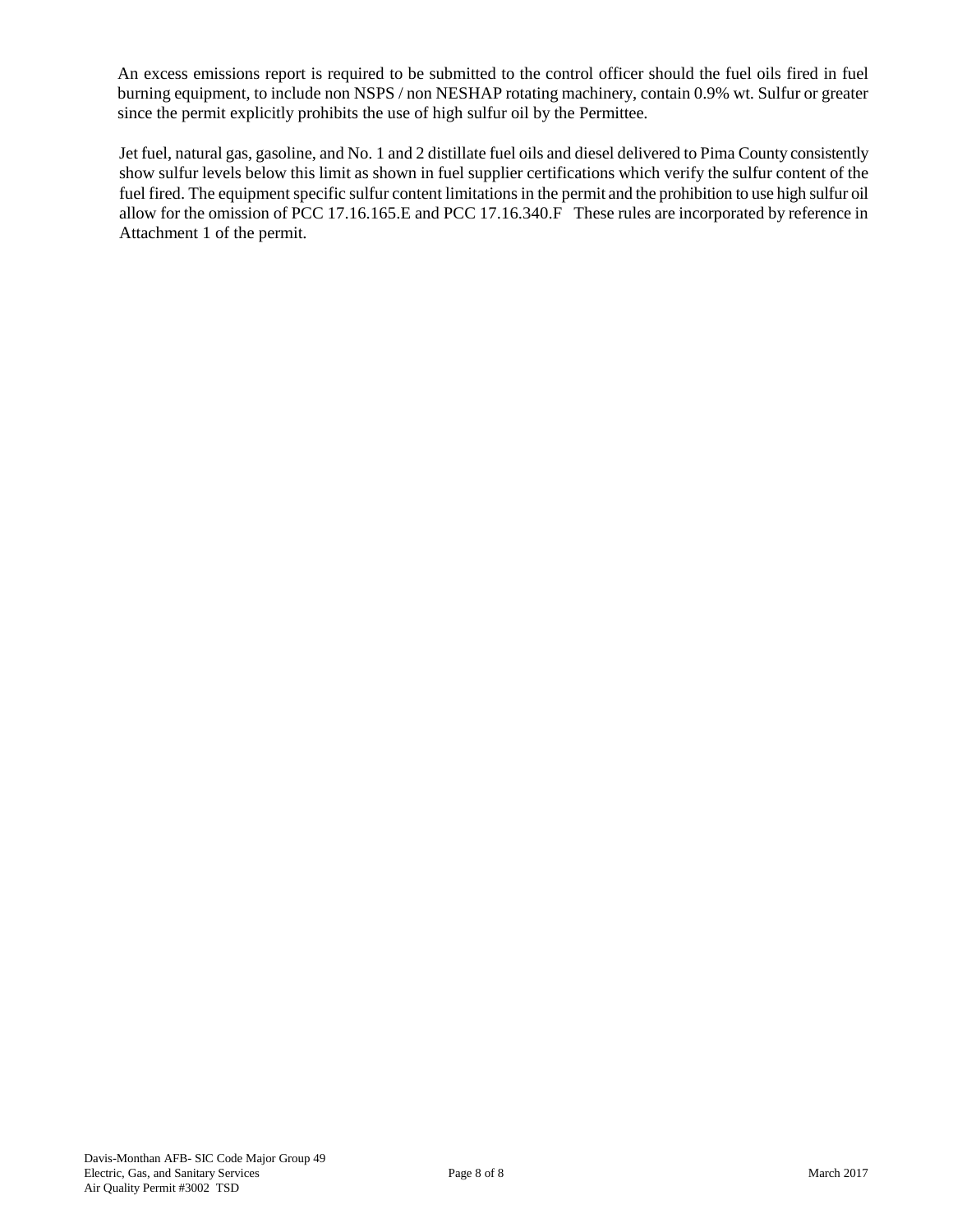An excess emissions report is required to be submitted to the control officer should the fuel oils fired in fuel burning equipment, to include non NSPS / non NESHAP rotating machinery, contain 0.9% wt. Sulfur or greater since the permit explicitly prohibits the use of high sulfur oil by the Permittee.

Jet fuel, natural gas, gasoline, and No. 1 and 2 distillate fuel oils and diesel delivered to Pima County consistently show sulfur levels below this limit as shown in fuel supplier certifications which verify the sulfur content of the fuel fired. The equipment specific sulfur content limitations in the permit and the prohibition to use high sulfur oil allow for the omission of PCC 17.16.165.E and PCC 17.16.340.F These rules are incorporated by reference in Attachment 1 of the permit.